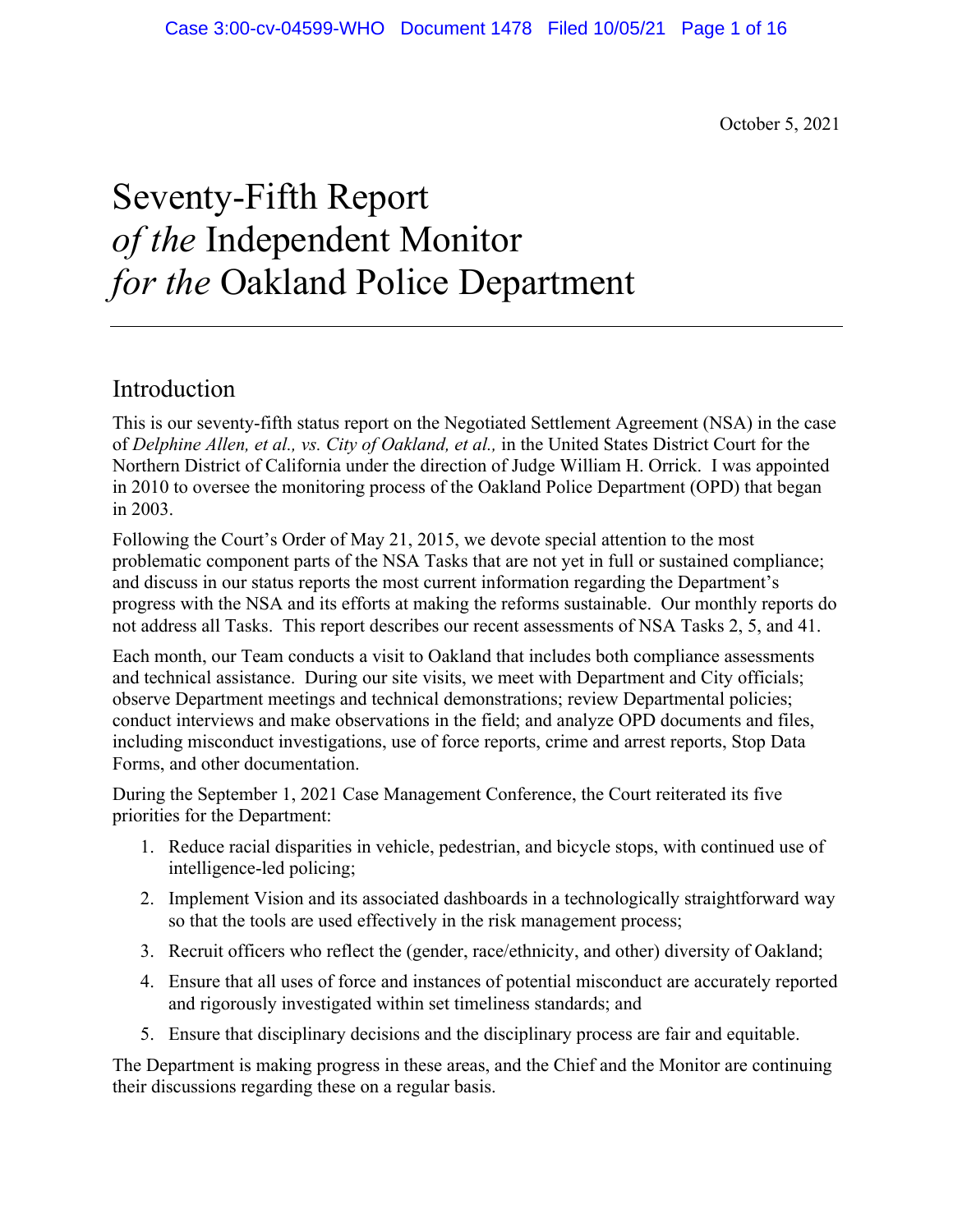October 5, 2021

# Seventy-Fifth Report *of the* Independent Monitor *for the* Oakland Police Department

## Introduction

This is our seventy-fifth status report on the Negotiated Settlement Agreement (NSA) in the case of *Delphine Allen, et al., vs. City of Oakland, et al.,* in the United States District Court for the Northern District of California under the direction of Judge William H. Orrick. I was appointed in 2010 to oversee the monitoring process of the Oakland Police Department (OPD) that began in 2003.

Following the Court's Order of May 21, 2015, we devote special attention to the most problematic component parts of the NSA Tasks that are not yet in full or sustained compliance; and discuss in our status reports the most current information regarding the Department's progress with the NSA and its efforts at making the reforms sustainable. Our monthly reports do not address all Tasks. This report describes our recent assessments of NSA Tasks 2, 5, and 41.

Each month, our Team conducts a visit to Oakland that includes both compliance assessments and technical assistance. During our site visits, we meet with Department and City officials; observe Department meetings and technical demonstrations; review Departmental policies; conduct interviews and make observations in the field; and analyze OPD documents and files, including misconduct investigations, use of force reports, crime and arrest reports, Stop Data Forms, and other documentation.

During the September 1, 2021 Case Management Conference, the Court reiterated its five priorities for the Department:

1. Reduce racial disparities in vehicle, pedestrian, and bicycle stops, with continued use of intelligence-led policing;
2. Implement Vision and its associated dashboards in a technologically straightforward way so that the tools are used effectively in the risk management process;
3. Recruit officers who reflect the (gender, race/ethnicity, and other) diversity of Oakland;
4. Ensure that all uses of force and instances of potential misconduct are accurately reported and rigorously investigated within set timeliness standards; and
5. Ensure that disciplinary decisions and the disciplinary process are fair and equitable.

The Department is making progress in these areas, and the Chief and the Monitor are continuing their discussions regarding these on a regular basis.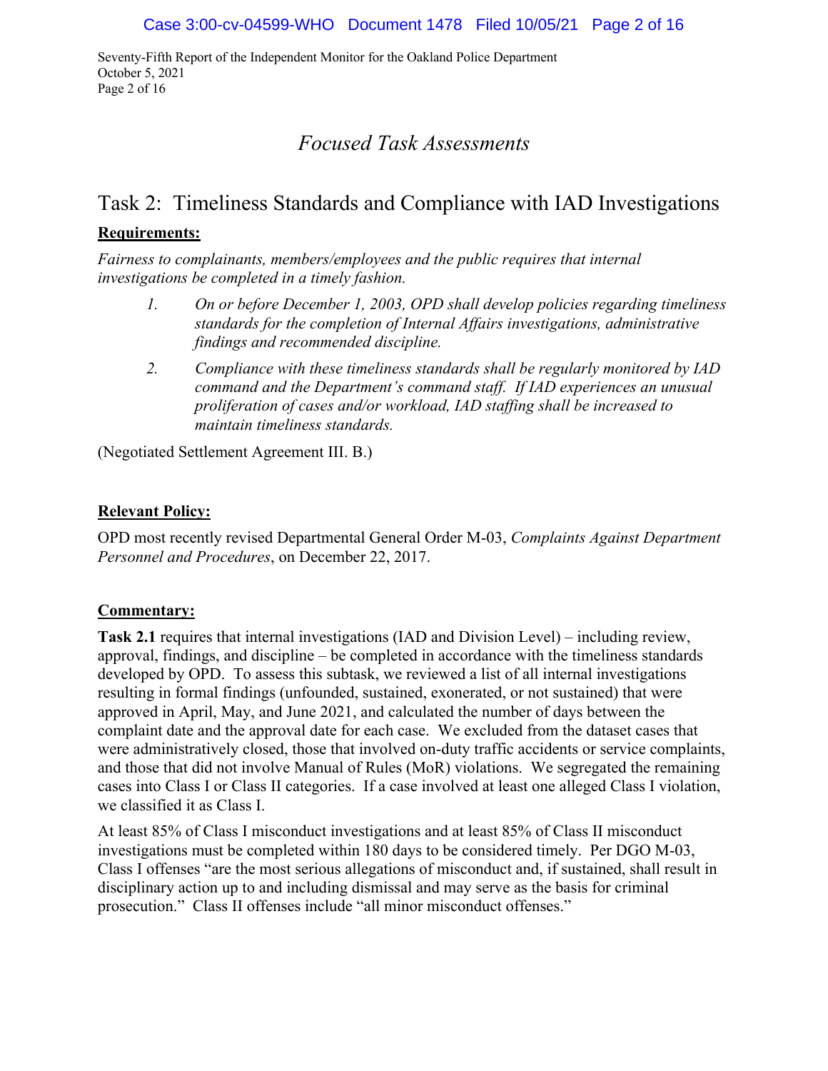# *Focused Task Assessments*

## Task 2: Timeliness Standards and Compliance with IAD Investigations

**Requirements:**

*Fairness to complainants, members/employees and the public requires that internal investigations be completed in a timely fashion.*

1. *On or before December 1, 2003, OPD shall develop policies regarding timeliness standards for the completion of Internal Affairs investigations, administrative findings and recommended discipline.*
2. *Compliance with these timeliness standards shall be regularly monitored by IAD command and the Department's command staff. If IAD experiences an unusual proliferation of cases and/or workload, IAD staffing shall be increased to maintain timeliness standards.*

(Negotiated Settlement Agreement III. B.)

**Relevant Policy:**

OPD most recently revised Departmental General Order M-03, *Complaints Against Department Personnel and Procedures*, on December 22, 2017.

**Commentary:**

**Task 2.1** requires that internal investigations (IAD and Division Level) – including review, approval, findings, and discipline – be completed in accordance with the timeliness standards developed by OPD. To assess this subtask, we reviewed a list of all internal investigations resulting in formal findings (unfounded, sustained, exonerated, or not sustained) that were approved in April, May, and June 2021, and calculated the number of days between the complaint date and the approval date for each case. We excluded from the dataset cases that were administratively closed, those that involved on-duty traffic accidents or service complaints, and those that did not involve Manual of Rules (MoR) violations. We segregated the remaining cases into Class I or Class II categories. If a case involved at least one alleged Class I violation, we classified it as Class I.

At least 85% of Class I misconduct investigations and at least 85% of Class II misconduct investigations must be completed within 180 days to be considered timely. Per DGO M-03, Class I offenses "are the most serious allegations of misconduct and, if sustained, shall result in disciplinary action up to and including dismissal and may serve as the basis for criminal prosecution." Class II offenses include "all minor misconduct offenses."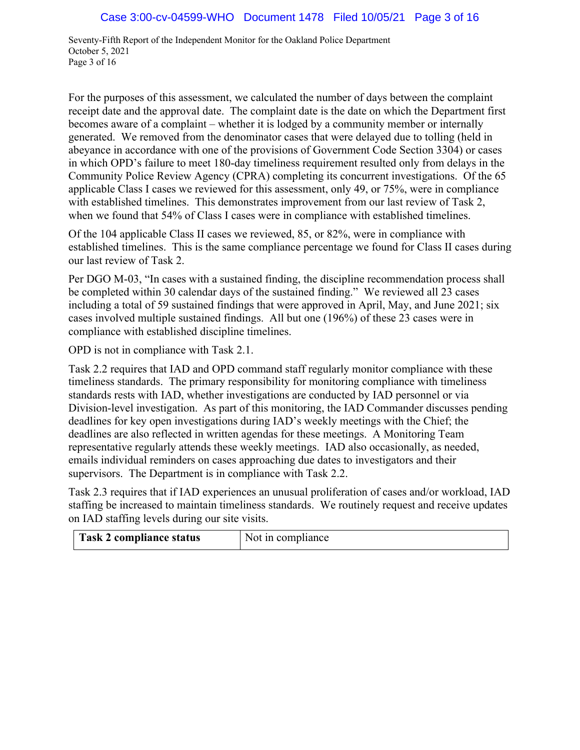For the purposes of this assessment, we calculated the number of days between the complaint receipt date and the approval date. The complaint date is the date on which the Department first becomes aware of a complaint – whether it is lodged by a community member or internally generated. We removed from the denominator cases that were delayed due to tolling (held in abeyance in accordance with one of the provisions of Government Code Section 3304) or cases in which OPD's failure to meet 180-day timeliness requirement resulted only from delays in the Community Police Review Agency (CPRA) completing its concurrent investigations. Of the 65 applicable Class I cases we reviewed for this assessment, only 49, or 75%, were in compliance with established timelines. This demonstrates improvement from our last review of Task 2, when we found that 54% of Class I cases were in compliance with established timelines.

Of the 104 applicable Class II cases we reviewed, 85, or 82%, were in compliance with established timelines. This is the same compliance percentage we found for Class II cases during our last review of Task 2.

Per DGO M-03, "In cases with a sustained finding, the discipline recommendation process shall be completed within 30 calendar days of the sustained finding." We reviewed all 23 cases including a total of 59 sustained findings that were approved in April, May, and June 2021; six cases involved multiple sustained findings. All but one (196%) of these 23 cases were in compliance with established discipline timelines.

OPD is not in compliance with Task 2.1.

Task 2.2 requires that IAD and OPD command staff regularly monitor compliance with these timeliness standards. The primary responsibility for monitoring compliance with timeliness standards rests with IAD, whether investigations are conducted by IAD personnel or via Division-level investigation. As part of this monitoring, the IAD Commander discusses pending deadlines for key open investigations during IAD's weekly meetings with the Chief; the deadlines are also reflected in written agendas for these meetings. A Monitoring Team representative regularly attends these weekly meetings. IAD also occasionally, as needed, emails individual reminders on cases approaching due dates to investigators and their supervisors. The Department is in compliance with Task 2.2.

Task 2.3 requires that if IAD experiences an unusual proliferation of cases and/or workload, IAD staffing be increased to maintain timeliness standards. We routinely request and receive updates on IAD staffing levels during our site visits.

| **Task 2 compliance status** | Not in compliance |
|---|---|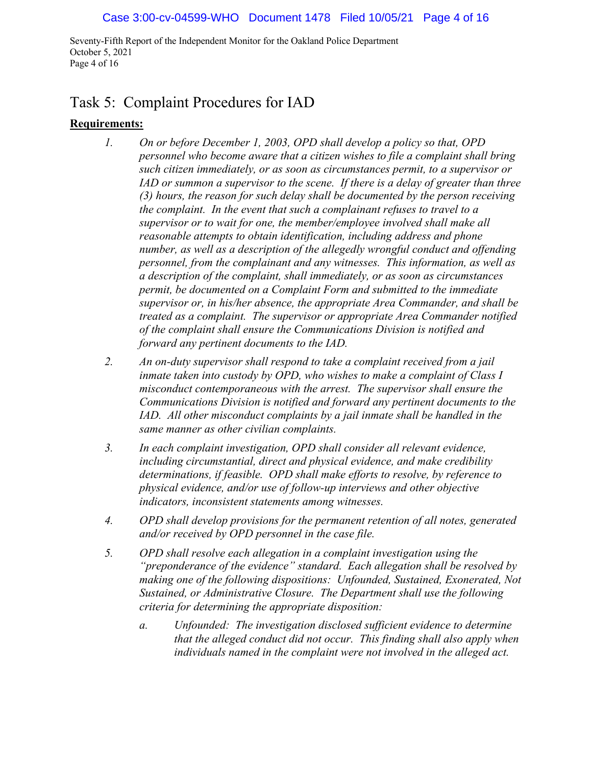# Task 5: Complaint Procedures for IAD

**<u>Requirements:</u>**

1. *On or before December 1, 2003, OPD shall develop a policy so that, OPD personnel who become aware that a citizen wishes to file a complaint shall bring such citizen immediately, or as soon as circumstances permit, to a supervisor or IAD or summon a supervisor to the scene. If there is a delay of greater than three (3) hours, the reason for such delay shall be documented by the person receiving the complaint. In the event that such a complainant refuses to travel to a supervisor or to wait for one, the member/employee involved shall make all reasonable attempts to obtain identification, including address and phone number, as well as a description of the allegedly wrongful conduct and offending personnel, from the complainant and any witnesses. This information, as well as a description of the complaint, shall immediately, or as soon as circumstances permit, be documented on a Complaint Form and submitted to the immediate supervisor or, in his/her absence, the appropriate Area Commander, and shall be treated as a complaint. The supervisor or appropriate Area Commander notified of the complaint shall ensure the Communications Division is notified and forward any pertinent documents to the IAD.*

2. *An on-duty supervisor shall respond to take a complaint received from a jail inmate taken into custody by OPD, who wishes to make a complaint of Class I misconduct contemporaneous with the arrest. The supervisor shall ensure the Communications Division is notified and forward any pertinent documents to the IAD. All other misconduct complaints by a jail inmate shall be handled in the same manner as other civilian complaints.*

3. *In each complaint investigation, OPD shall consider all relevant evidence, including circumstantial, direct and physical evidence, and make credibility determinations, if feasible. OPD shall make efforts to resolve, by reference to physical evidence, and/or use of follow-up interviews and other objective indicators, inconsistent statements among witnesses.*

4. *OPD shall develop provisions for the permanent retention of all notes, generated and/or received by OPD personnel in the case file.*

5. *OPD shall resolve each allegation in a complaint investigation using the "preponderance of the evidence" standard. Each allegation shall be resolved by making one of the following dispositions: Unfounded, Sustained, Exonerated, Not Sustained, or Administrative Closure. The Department shall use the following criteria for determining the appropriate disposition:*

   a. *Unfounded: The investigation disclosed sufficient evidence to determine that the alleged conduct did not occur. This finding shall also apply when individuals named in the complaint were not involved in the alleged act.*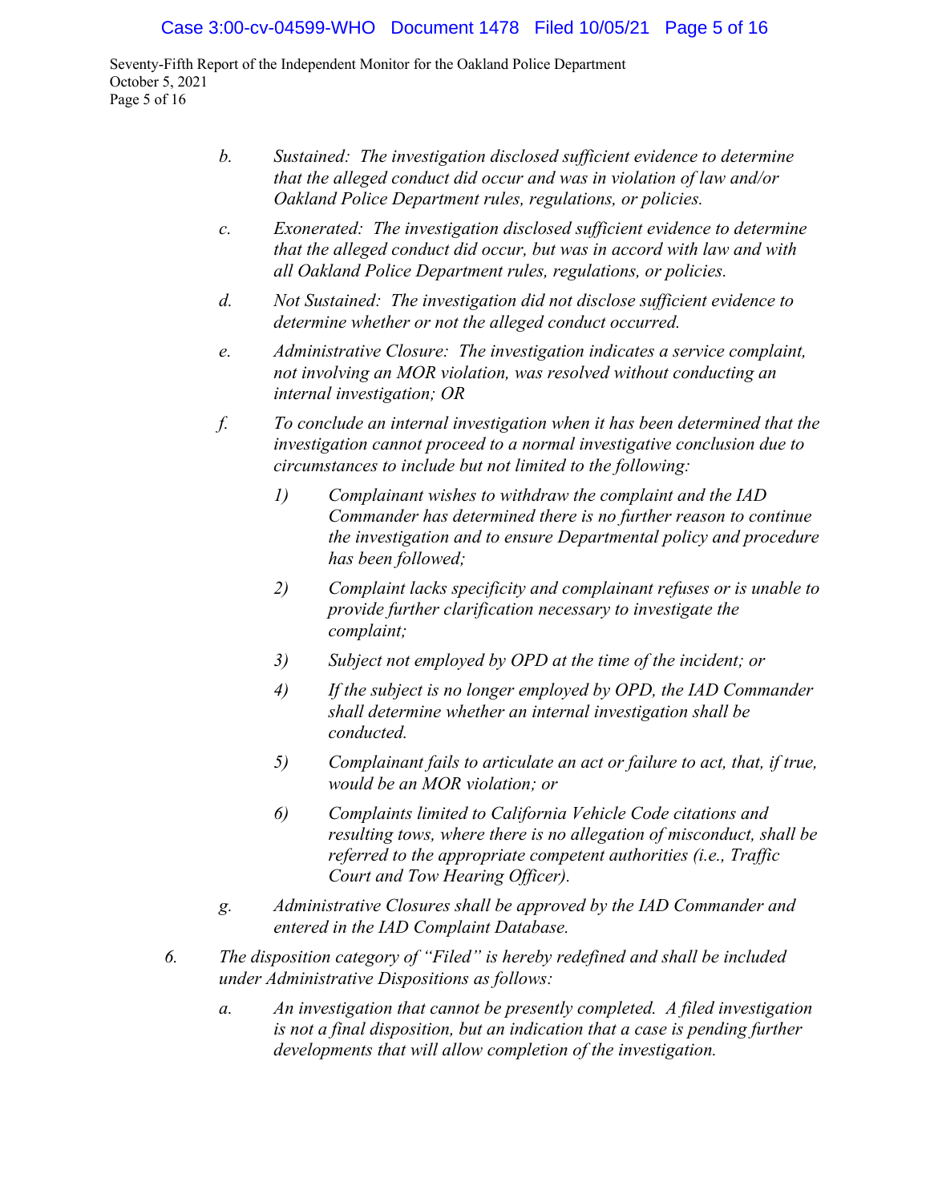*b. Sustained: The investigation disclosed sufficient evidence to determine that the alleged conduct did occur and was in violation of law and/or Oakland Police Department rules, regulations, or policies.*

*c. Exonerated: The investigation disclosed sufficient evidence to determine that the alleged conduct did occur, but was in accord with law and with all Oakland Police Department rules, regulations, or policies.*

*d. Not Sustained: The investigation did not disclose sufficient evidence to determine whether or not the alleged conduct occurred.*

*e. Administrative Closure: The investigation indicates a service complaint, not involving an MOR violation, was resolved without conducting an internal investigation; OR*

*f. To conclude an internal investigation when it has been determined that the investigation cannot proceed to a normal investigative conclusion due to circumstances to include but not limited to the following:*

> *1) Complainant wishes to withdraw the complaint and the IAD Commander has determined there is no further reason to continue the investigation and to ensure Departmental policy and procedure has been followed;*
>
> *2) Complaint lacks specificity and complainant refuses or is unable to provide further clarification necessary to investigate the complaint;*
>
> *3) Subject not employed by OPD at the time of the incident; or*
>
> *4) If the subject is no longer employed by OPD, the IAD Commander shall determine whether an internal investigation shall be conducted.*
>
> *5) Complainant fails to articulate an act or failure to act, that, if true, would be an MOR violation; or*
>
> *6) Complaints limited to California Vehicle Code citations and resulting tows, where there is no allegation of misconduct, shall be referred to the appropriate competent authorities (i.e., Traffic Court and Tow Hearing Officer).*

*g. Administrative Closures shall be approved by the IAD Commander and entered in the IAD Complaint Database.*

*6. The disposition category of "Filed" is hereby redefined and shall be included under Administrative Dispositions as follows:*

*a. An investigation that cannot be presently completed. A filed investigation is not a final disposition, but an indication that a case is pending further developments that will allow completion of the investigation.*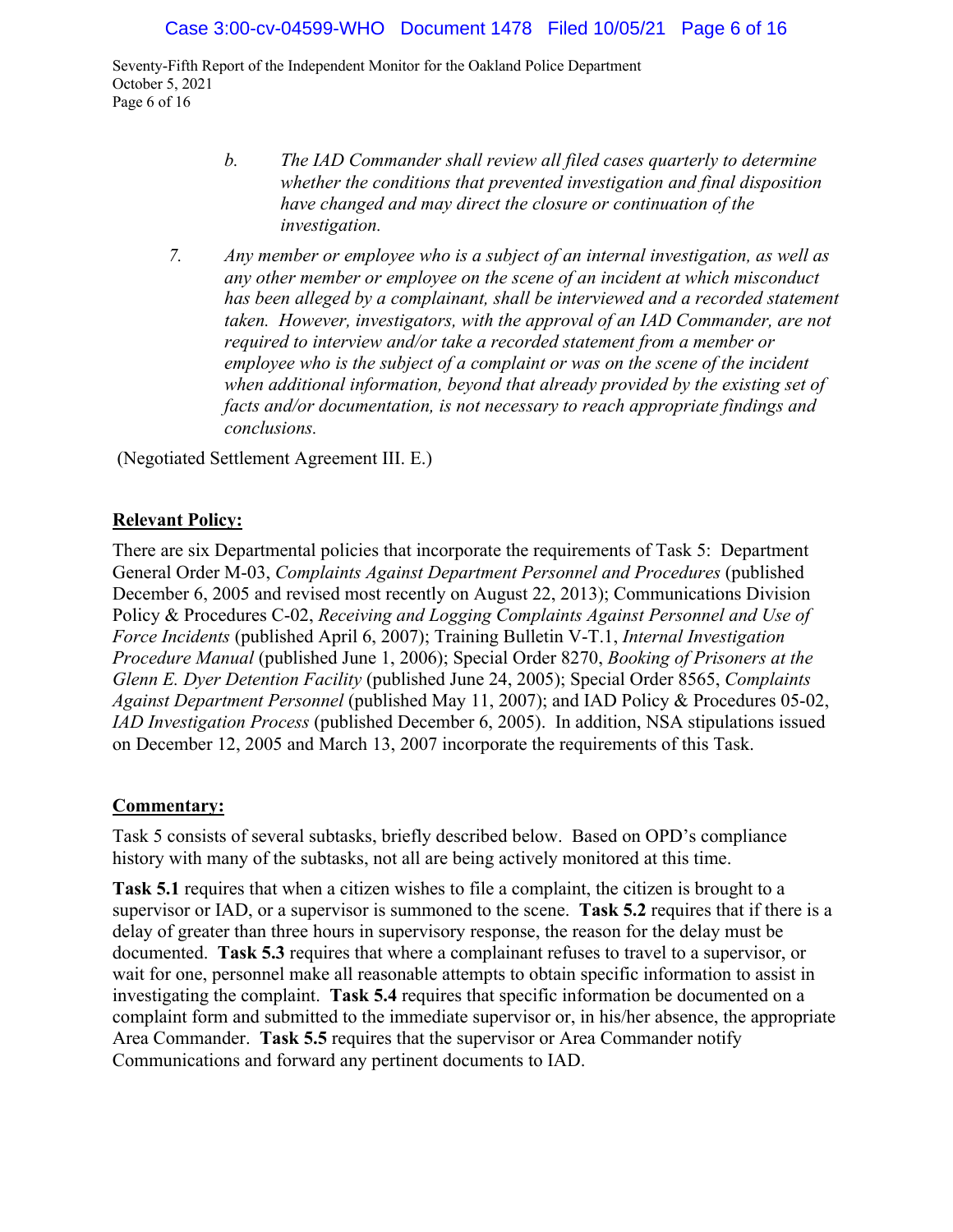> b. *The IAD Commander shall review all filed cases quarterly to determine whether the conditions that prevented investigation and final disposition have changed and may direct the closure or continuation of the investigation.*

7. *Any member or employee who is a subject of an internal investigation, as well as any other member or employee on the scene of an incident at which misconduct has been alleged by a complainant, shall be interviewed and a recorded statement taken. However, investigators, with the approval of an IAD Commander, are not required to interview and/or take a recorded statement from a member or employee who is the subject of a complaint or was on the scene of the incident when additional information, beyond that already provided by the existing set of facts and/or documentation, is not necessary to reach appropriate findings and conclusions.*

(Negotiated Settlement Agreement III. E.)

**Relevant Policy:**

There are six Departmental policies that incorporate the requirements of Task 5: Department General Order M-03, *Complaints Against Department Personnel and Procedures* (published December 6, 2005 and revised most recently on August 22, 2013); Communications Division Policy & Procedures C-02, *Receiving and Logging Complaints Against Personnel and Use of Force Incidents* (published April 6, 2007); Training Bulletin V-T.1, *Internal Investigation Procedure Manual* (published June 1, 2006); Special Order 8270, *Booking of Prisoners at the Glenn E. Dyer Detention Facility* (published June 24, 2005); Special Order 8565, *Complaints Against Department Personnel* (published May 11, 2007); and IAD Policy & Procedures 05-02, *IAD Investigation Process* (published December 6, 2005). In addition, NSA stipulations issued on December 12, 2005 and March 13, 2007 incorporate the requirements of this Task.

**Commentary:**

Task 5 consists of several subtasks, briefly described below. Based on OPD's compliance history with many of the subtasks, not all are being actively monitored at this time.

**Task 5.1** requires that when a citizen wishes to file a complaint, the citizen is brought to a supervisor or IAD, or a supervisor is summoned to the scene. **Task 5.2** requires that if there is a delay of greater than three hours in supervisory response, the reason for the delay must be documented. **Task 5.3** requires that where a complainant refuses to travel to a supervisor, or wait for one, personnel make all reasonable attempts to obtain specific information to assist in investigating the complaint. **Task 5.4** requires that specific information be documented on a complaint form and submitted to the immediate supervisor or, in his/her absence, the appropriate Area Commander. **Task 5.5** requires that the supervisor or Area Commander notify Communications and forward any pertinent documents to IAD.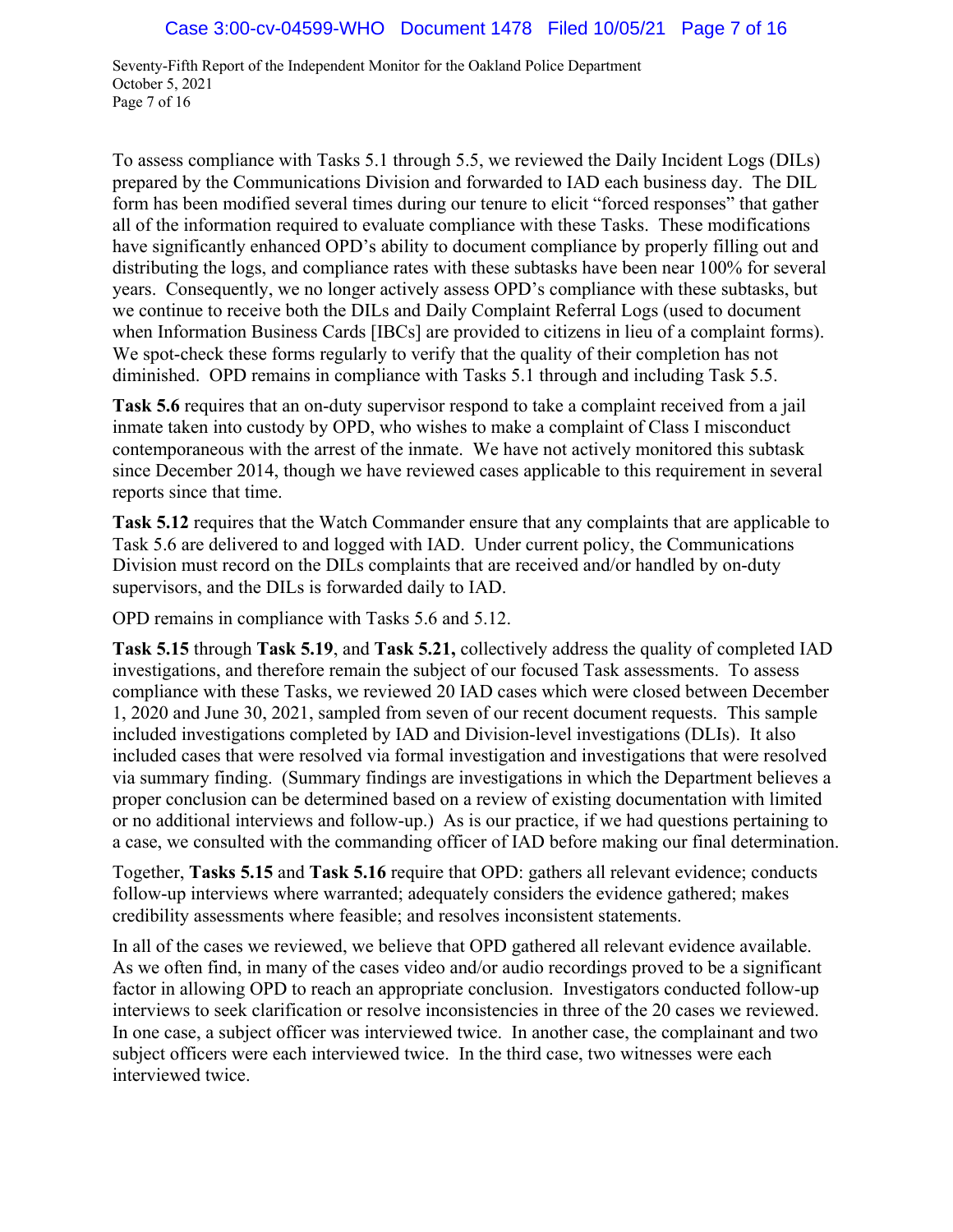To assess compliance with Tasks 5.1 through 5.5, we reviewed the Daily Incident Logs (DILs) prepared by the Communications Division and forwarded to IAD each business day. The DIL form has been modified several times during our tenure to elicit "forced responses" that gather all of the information required to evaluate compliance with these Tasks. These modifications have significantly enhanced OPD's ability to document compliance by properly filling out and distributing the logs, and compliance rates with these subtasks have been near 100% for several years. Consequently, we no longer actively assess OPD's compliance with these subtasks, but we continue to receive both the DILs and Daily Complaint Referral Logs (used to document when Information Business Cards [IBCs] are provided to citizens in lieu of a complaint forms). We spot-check these forms regularly to verify that the quality of their completion has not diminished. OPD remains in compliance with Tasks 5.1 through and including Task 5.5.

**Task 5.6** requires that an on-duty supervisor respond to take a complaint received from a jail inmate taken into custody by OPD, who wishes to make a complaint of Class I misconduct contemporaneous with the arrest of the inmate. We have not actively monitored this subtask since December 2014, though we have reviewed cases applicable to this requirement in several reports since that time.

**Task 5.12** requires that the Watch Commander ensure that any complaints that are applicable to Task 5.6 are delivered to and logged with IAD. Under current policy, the Communications Division must record on the DILs complaints that are received and/or handled by on-duty supervisors, and the DILs is forwarded daily to IAD.

OPD remains in compliance with Tasks 5.6 and 5.12.

**Task 5.15** through **Task 5.19**, and **Task 5.21,** collectively address the quality of completed IAD investigations, and therefore remain the subject of our focused Task assessments. To assess compliance with these Tasks, we reviewed 20 IAD cases which were closed between December 1, 2020 and June 30, 2021, sampled from seven of our recent document requests. This sample included investigations completed by IAD and Division-level investigations (DLIs). It also included cases that were resolved via formal investigation and investigations that were resolved via summary finding. (Summary findings are investigations in which the Department believes a proper conclusion can be determined based on a review of existing documentation with limited or no additional interviews and follow-up.) As is our practice, if we had questions pertaining to a case, we consulted with the commanding officer of IAD before making our final determination.

Together, **Tasks 5.15** and **Task 5.16** require that OPD: gathers all relevant evidence; conducts follow-up interviews where warranted; adequately considers the evidence gathered; makes credibility assessments where feasible; and resolves inconsistent statements.

In all of the cases we reviewed, we believe that OPD gathered all relevant evidence available. As we often find, in many of the cases video and/or audio recordings proved to be a significant factor in allowing OPD to reach an appropriate conclusion. Investigators conducted follow-up interviews to seek clarification or resolve inconsistencies in three of the 20 cases we reviewed. In one case, a subject officer was interviewed twice. In another case, the complainant and two subject officers were each interviewed twice. In the third case, two witnesses were each interviewed twice.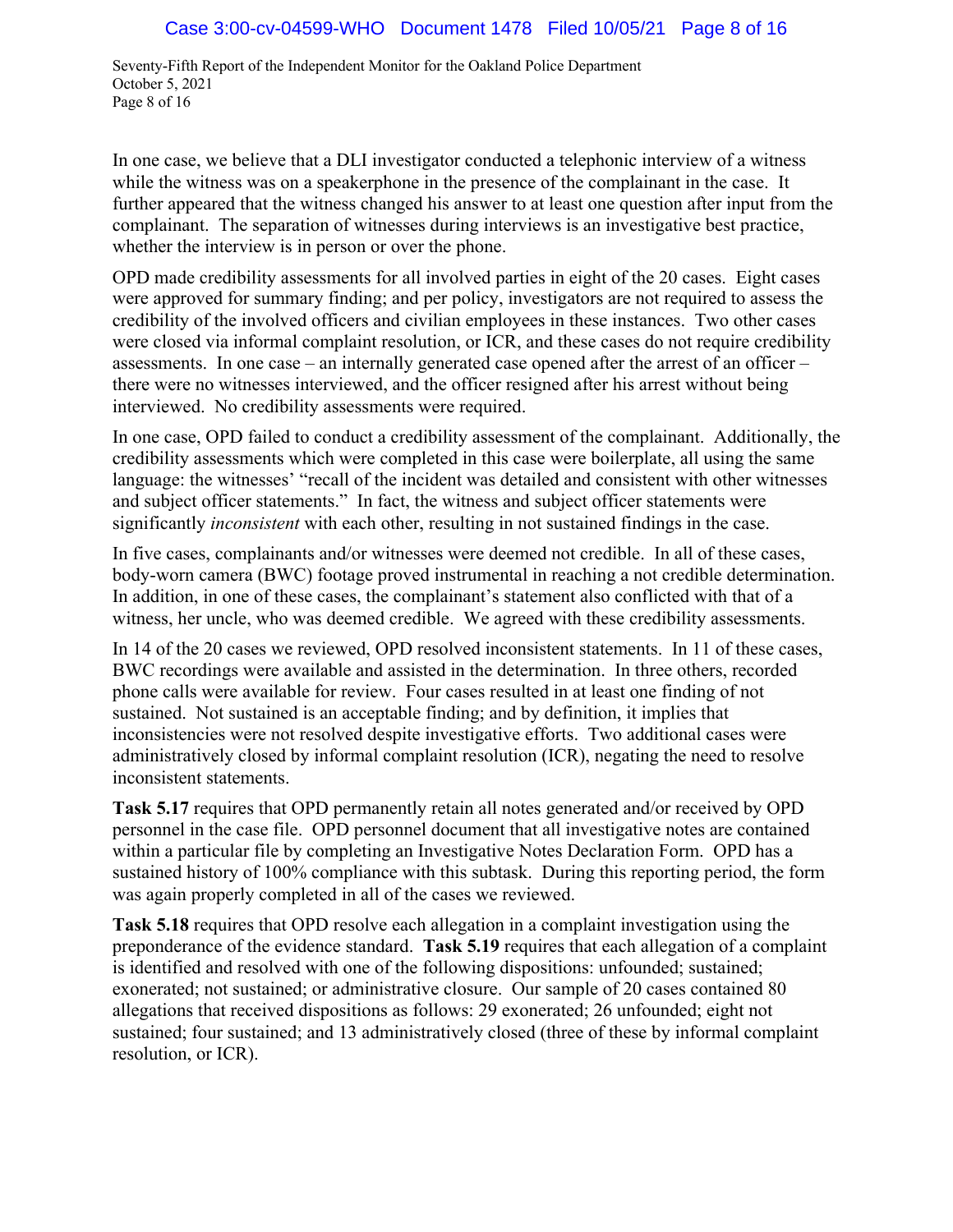In one case, we believe that a DLI investigator conducted a telephonic interview of a witness while the witness was on a speakerphone in the presence of the complainant in the case. It further appeared that the witness changed his answer to at least one question after input from the complainant. The separation of witnesses during interviews is an investigative best practice, whether the interview is in person or over the phone.

OPD made credibility assessments for all involved parties in eight of the 20 cases. Eight cases were approved for summary finding; and per policy, investigators are not required to assess the credibility of the involved officers and civilian employees in these instances. Two other cases were closed via informal complaint resolution, or ICR, and these cases do not require credibility assessments. In one case – an internally generated case opened after the arrest of an officer – there were no witnesses interviewed, and the officer resigned after his arrest without being interviewed. No credibility assessments were required.

In one case, OPD failed to conduct a credibility assessment of the complainant. Additionally, the credibility assessments which were completed in this case were boilerplate, all using the same language: the witnesses' "recall of the incident was detailed and consistent with other witnesses and subject officer statements." In fact, the witness and subject officer statements were significantly *inconsistent* with each other, resulting in not sustained findings in the case.

In five cases, complainants and/or witnesses were deemed not credible. In all of these cases, body-worn camera (BWC) footage proved instrumental in reaching a not credible determination. In addition, in one of these cases, the complainant's statement also conflicted with that of a witness, her uncle, who was deemed credible. We agreed with these credibility assessments.

In 14 of the 20 cases we reviewed, OPD resolved inconsistent statements. In 11 of these cases, BWC recordings were available and assisted in the determination. In three others, recorded phone calls were available for review. Four cases resulted in at least one finding of not sustained. Not sustained is an acceptable finding; and by definition, it implies that inconsistencies were not resolved despite investigative efforts. Two additional cases were administratively closed by informal complaint resolution (ICR), negating the need to resolve inconsistent statements.

**Task 5.17** requires that OPD permanently retain all notes generated and/or received by OPD personnel in the case file. OPD personnel document that all investigative notes are contained within a particular file by completing an Investigative Notes Declaration Form. OPD has a sustained history of 100% compliance with this subtask. During this reporting period, the form was again properly completed in all of the cases we reviewed.

**Task 5.18** requires that OPD resolve each allegation in a complaint investigation using the preponderance of the evidence standard. **Task 5.19** requires that each allegation of a complaint is identified and resolved with one of the following dispositions: unfounded; sustained; exonerated; not sustained; or administrative closure. Our sample of 20 cases contained 80 allegations that received dispositions as follows: 29 exonerated; 26 unfounded; eight not sustained; four sustained; and 13 administratively closed (three of these by informal complaint resolution, or ICR).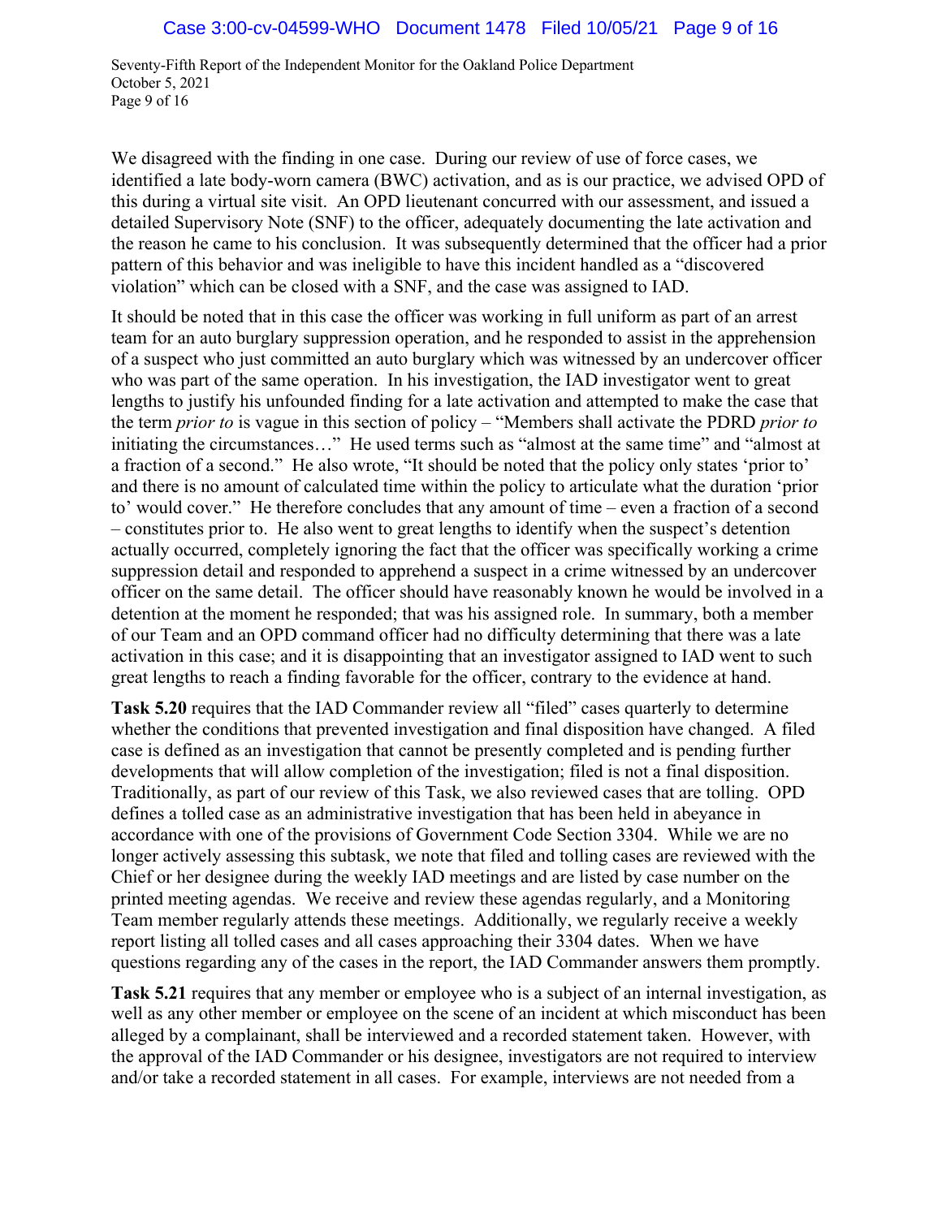We disagreed with the finding in one case. During our review of use of force cases, we identified a late body-worn camera (BWC) activation, and as is our practice, we advised OPD of this during a virtual site visit. An OPD lieutenant concurred with our assessment, and issued a detailed Supervisory Note (SNF) to the officer, adequately documenting the late activation and the reason he came to his conclusion. It was subsequently determined that the officer had a prior pattern of this behavior and was ineligible to have this incident handled as a "discovered violation" which can be closed with a SNF, and the case was assigned to IAD.

It should be noted that in this case the officer was working in full uniform as part of an arrest team for an auto burglary suppression operation, and he responded to assist in the apprehension of a suspect who just committed an auto burglary which was witnessed by an undercover officer who was part of the same operation. In his investigation, the IAD investigator went to great lengths to justify his unfounded finding for a late activation and attempted to make the case that the term *prior to* is vague in this section of policy – "Members shall activate the PDRD *prior to* initiating the circumstances…" He used terms such as "almost at the same time" and "almost at a fraction of a second." He also wrote, "It should be noted that the policy only states 'prior to' and there is no amount of calculated time within the policy to articulate what the duration 'prior to' would cover." He therefore concludes that any amount of time – even a fraction of a second – constitutes prior to. He also went to great lengths to identify when the suspect's detention actually occurred, completely ignoring the fact that the officer was specifically working a crime suppression detail and responded to apprehend a suspect in a crime witnessed by an undercover officer on the same detail. The officer should have reasonably known he would be involved in a detention at the moment he responded; that was his assigned role. In summary, both a member of our Team and an OPD command officer had no difficulty determining that there was a late activation in this case; and it is disappointing that an investigator assigned to IAD went to such great lengths to reach a finding favorable for the officer, contrary to the evidence at hand.

**Task 5.20** requires that the IAD Commander review all "filed" cases quarterly to determine whether the conditions that prevented investigation and final disposition have changed. A filed case is defined as an investigation that cannot be presently completed and is pending further developments that will allow completion of the investigation; filed is not a final disposition. Traditionally, as part of our review of this Task, we also reviewed cases that are tolling. OPD defines a tolled case as an administrative investigation that has been held in abeyance in accordance with one of the provisions of Government Code Section 3304. While we are no longer actively assessing this subtask, we note that filed and tolling cases are reviewed with the Chief or her designee during the weekly IAD meetings and are listed by case number on the printed meeting agendas. We receive and review these agendas regularly, and a Monitoring Team member regularly attends these meetings. Additionally, we regularly receive a weekly report listing all tolled cases and all cases approaching their 3304 dates. When we have questions regarding any of the cases in the report, the IAD Commander answers them promptly.

**Task 5.21** requires that any member or employee who is a subject of an internal investigation, as well as any other member or employee on the scene of an incident at which misconduct has been alleged by a complainant, shall be interviewed and a recorded statement taken. However, with the approval of the IAD Commander or his designee, investigators are not required to interview and/or take a recorded statement in all cases. For example, interviews are not needed from a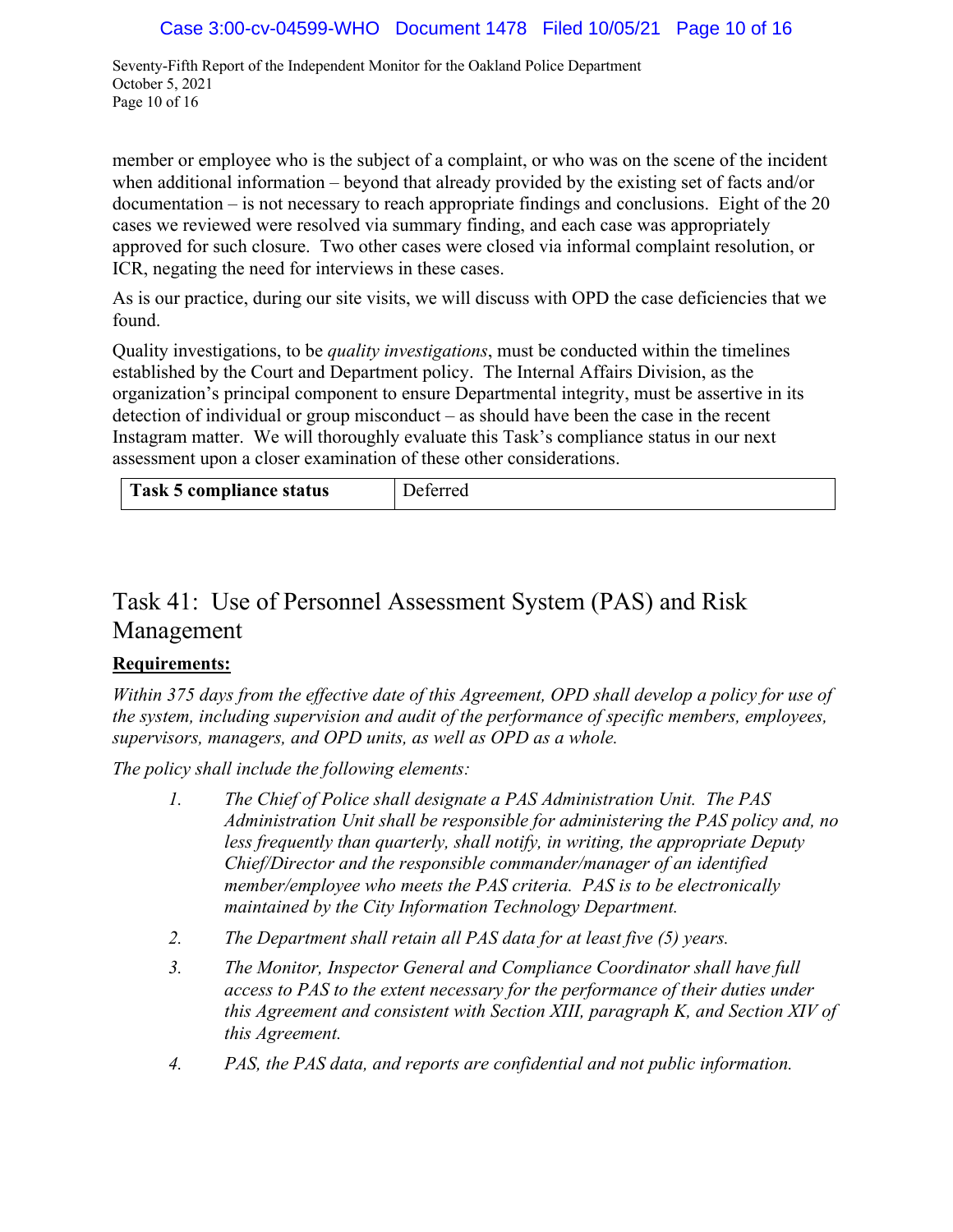member or employee who is the subject of a complaint, or who was on the scene of the incident when additional information – beyond that already provided by the existing set of facts and/or documentation – is not necessary to reach appropriate findings and conclusions. Eight of the 20 cases we reviewed were resolved via summary finding, and each case was appropriately approved for such closure. Two other cases were closed via informal complaint resolution, or ICR, negating the need for interviews in these cases.

As is our practice, during our site visits, we will discuss with OPD the case deficiencies that we found.

Quality investigations, to be *quality investigations*, must be conducted within the timelines established by the Court and Department policy. The Internal Affairs Division, as the organization's principal component to ensure Departmental integrity, must be assertive in its detection of individual or group misconduct – as should have been the case in the recent Instagram matter. We will thoroughly evaluate this Task's compliance status in our next assessment upon a closer examination of these other considerations.

| **Task 5 compliance status** | Deferred |
|---|---|

## Task 41: Use of Personnel Assessment System (PAS) and Risk Management

**Requirements:**

*Within 375 days from the effective date of this Agreement, OPD shall develop a policy for use of the system, including supervision and audit of the performance of specific members, employees, supervisors, managers, and OPD units, as well as OPD as a whole.*

*The policy shall include the following elements:*

1. *The Chief of Police shall designate a PAS Administration Unit. The PAS Administration Unit shall be responsible for administering the PAS policy and, no less frequently than quarterly, shall notify, in writing, the appropriate Deputy Chief/Director and the responsible commander/manager of an identified member/employee who meets the PAS criteria. PAS is to be electronically maintained by the City Information Technology Department.*
2. *The Department shall retain all PAS data for at least five (5) years.*
3. *The Monitor, Inspector General and Compliance Coordinator shall have full access to PAS to the extent necessary for the performance of their duties under this Agreement and consistent with Section XIII, paragraph K, and Section XIV of this Agreement.*
4. *PAS, the PAS data, and reports are confidential and not public information.*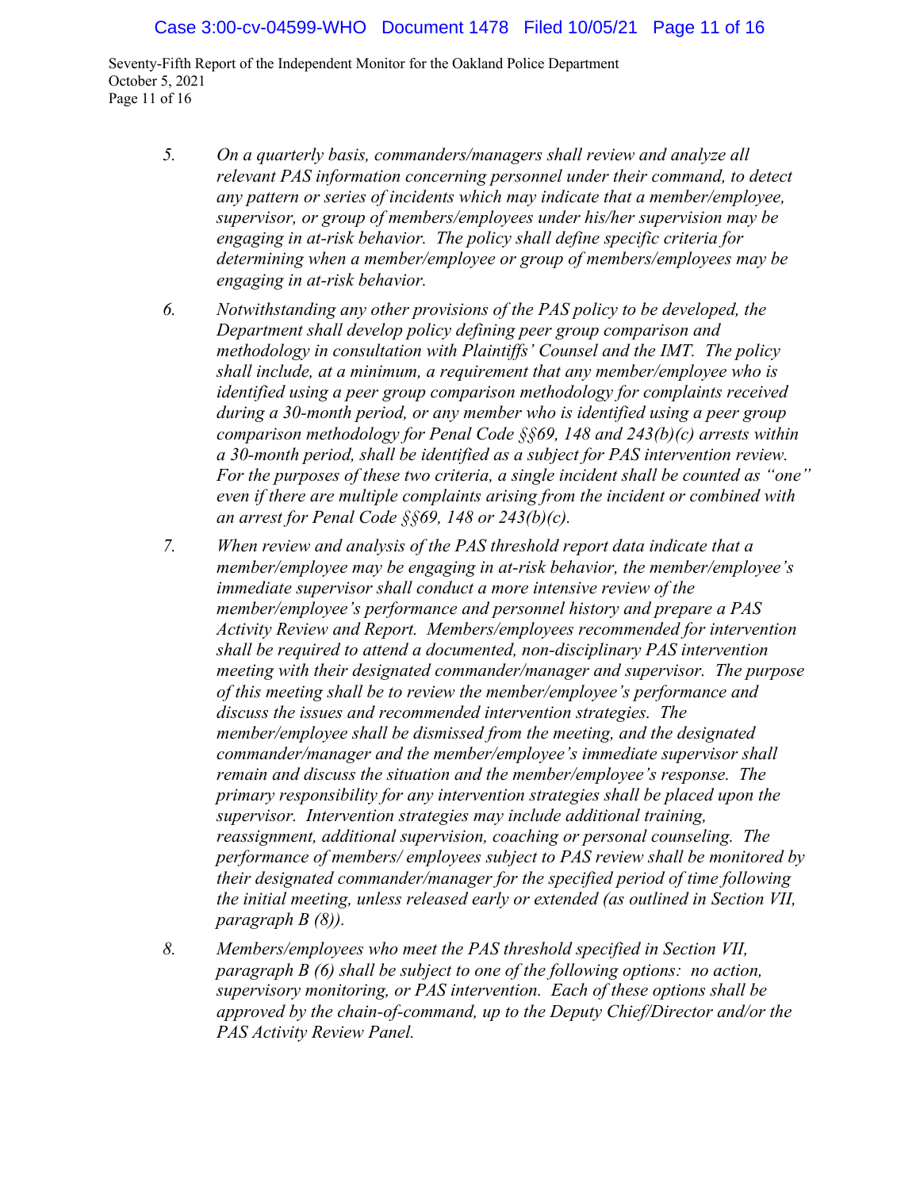5. *On a quarterly basis, commanders/managers shall review and analyze all relevant PAS information concerning personnel under their command, to detect any pattern or series of incidents which may indicate that a member/employee, supervisor, or group of members/employees under his/her supervision may be engaging in at-risk behavior. The policy shall define specific criteria for determining when a member/employee or group of members/employees may be engaging in at-risk behavior.*

6. *Notwithstanding any other provisions of the PAS policy to be developed, the Department shall develop policy defining peer group comparison and methodology in consultation with Plaintiffs' Counsel and the IMT. The policy shall include, at a minimum, a requirement that any member/employee who is identified using a peer group comparison methodology for complaints received during a 30-month period, or any member who is identified using a peer group comparison methodology for Penal Code §§69, 148 and 243(b)(c) arrests within a 30-month period, shall be identified as a subject for PAS intervention review. For the purposes of these two criteria, a single incident shall be counted as "one" even if there are multiple complaints arising from the incident or combined with an arrest for Penal Code §§69, 148 or 243(b)(c).*

7. *When review and analysis of the PAS threshold report data indicate that a member/employee may be engaging in at-risk behavior, the member/employee's immediate supervisor shall conduct a more intensive review of the member/employee's performance and personnel history and prepare a PAS Activity Review and Report. Members/employees recommended for intervention shall be required to attend a documented, non-disciplinary PAS intervention meeting with their designated commander/manager and supervisor. The purpose of this meeting shall be to review the member/employee's performance and discuss the issues and recommended intervention strategies. The member/employee shall be dismissed from the meeting, and the designated commander/manager and the member/employee's immediate supervisor shall remain and discuss the situation and the member/employee's response. The primary responsibility for any intervention strategies shall be placed upon the supervisor. Intervention strategies may include additional training, reassignment, additional supervision, coaching or personal counseling. The performance of members/ employees subject to PAS review shall be monitored by their designated commander/manager for the specified period of time following the initial meeting, unless released early or extended (as outlined in Section VII, paragraph B (8)).*

8. *Members/employees who meet the PAS threshold specified in Section VII, paragraph B (6) shall be subject to one of the following options: no action, supervisory monitoring, or PAS intervention. Each of these options shall be approved by the chain-of-command, up to the Deputy Chief/Director and/or the PAS Activity Review Panel.*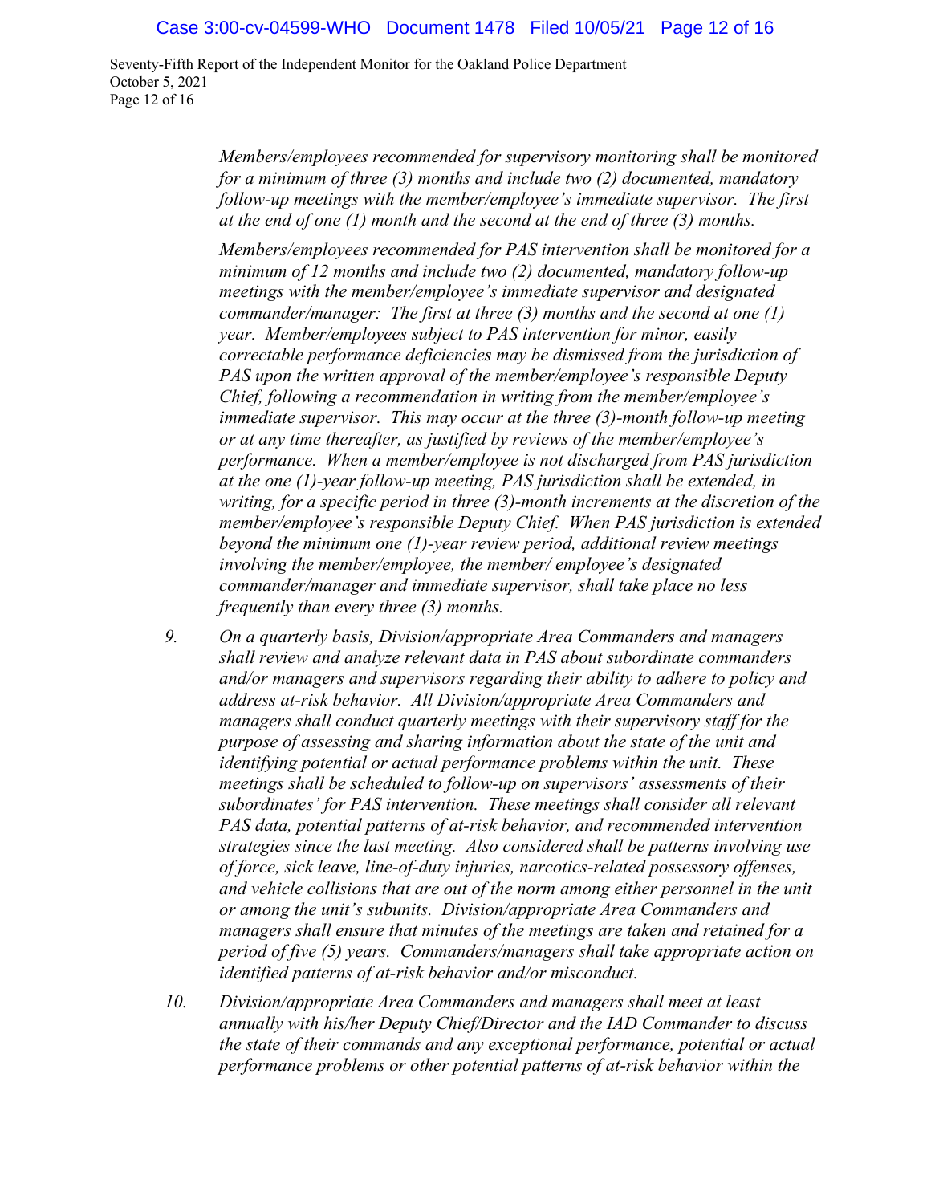*Members/employees recommended for supervisory monitoring shall be monitored for a minimum of three (3) months and include two (2) documented, mandatory follow-up meetings with the member/employee's immediate supervisor. The first at the end of one (1) month and the second at the end of three (3) months.*

*Members/employees recommended for PAS intervention shall be monitored for a minimum of 12 months and include two (2) documented, mandatory follow-up meetings with the member/employee's immediate supervisor and designated commander/manager: The first at three (3) months and the second at one (1) year. Member/employees subject to PAS intervention for minor, easily correctable performance deficiencies may be dismissed from the jurisdiction of PAS upon the written approval of the member/employee's responsible Deputy Chief, following a recommendation in writing from the member/employee's immediate supervisor. This may occur at the three (3)-month follow-up meeting or at any time thereafter, as justified by reviews of the member/employee's performance. When a member/employee is not discharged from PAS jurisdiction at the one (1)-year follow-up meeting, PAS jurisdiction shall be extended, in writing, for a specific period in three (3)-month increments at the discretion of the member/employee's responsible Deputy Chief. When PAS jurisdiction is extended beyond the minimum one (1)-year review period, additional review meetings involving the member/employee, the member/ employee's designated commander/manager and immediate supervisor, shall take place no less frequently than every three (3) months.*

9. *On a quarterly basis, Division/appropriate Area Commanders and managers shall review and analyze relevant data in PAS about subordinate commanders and/or managers and supervisors regarding their ability to adhere to policy and address at-risk behavior. All Division/appropriate Area Commanders and managers shall conduct quarterly meetings with their supervisory staff for the purpose of assessing and sharing information about the state of the unit and identifying potential or actual performance problems within the unit. These meetings shall be scheduled to follow-up on supervisors' assessments of their subordinates' for PAS intervention. These meetings shall consider all relevant PAS data, potential patterns of at-risk behavior, and recommended intervention strategies since the last meeting. Also considered shall be patterns involving use of force, sick leave, line-of-duty injuries, narcotics-related possessory offenses, and vehicle collisions that are out of the norm among either personnel in the unit or among the unit's subunits. Division/appropriate Area Commanders and managers shall ensure that minutes of the meetings are taken and retained for a period of five (5) years. Commanders/managers shall take appropriate action on identified patterns of at-risk behavior and/or misconduct.*

10. *Division/appropriate Area Commanders and managers shall meet at least annually with his/her Deputy Chief/Director and the IAD Commander to discuss the state of their commands and any exceptional performance, potential or actual performance problems or other potential patterns of at-risk behavior within the*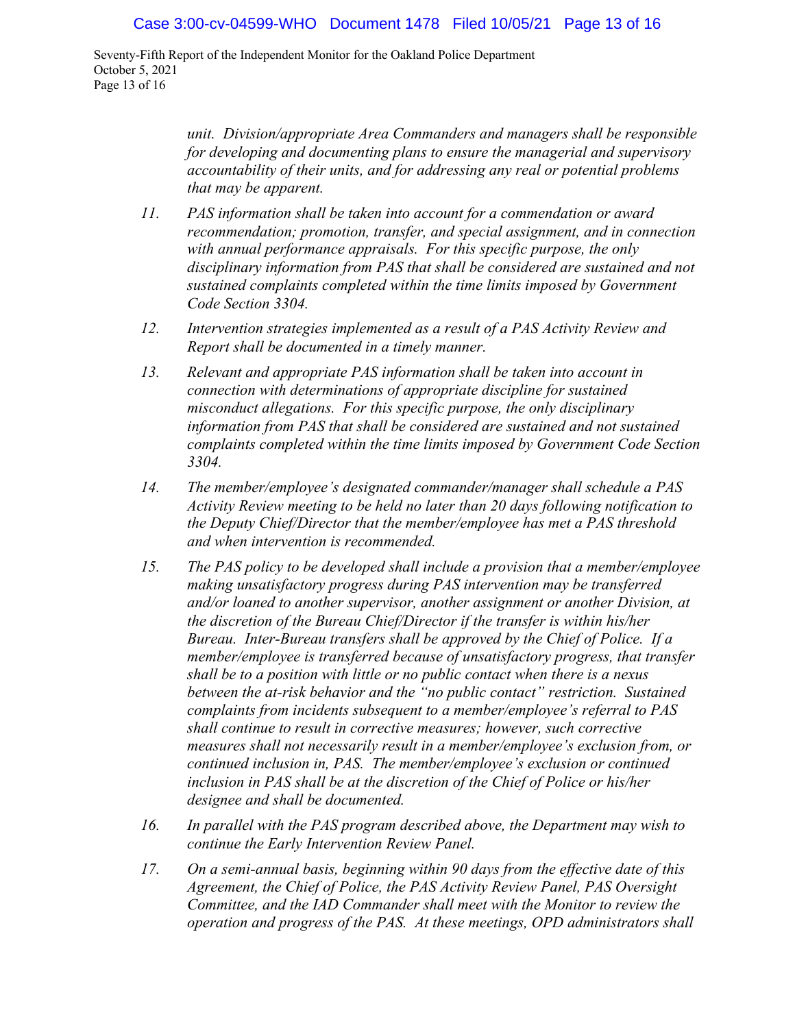*unit. Division/appropriate Area Commanders and managers shall be responsible for developing and documenting plans to ensure the managerial and supervisory accountability of their units, and for addressing any real or potential problems that may be apparent.*

11. *PAS information shall be taken into account for a commendation or award recommendation; promotion, transfer, and special assignment, and in connection with annual performance appraisals. For this specific purpose, the only disciplinary information from PAS that shall be considered are sustained and not sustained complaints completed within the time limits imposed by Government Code Section 3304.*

12. *Intervention strategies implemented as a result of a PAS Activity Review and Report shall be documented in a timely manner.*

13. *Relevant and appropriate PAS information shall be taken into account in connection with determinations of appropriate discipline for sustained misconduct allegations. For this specific purpose, the only disciplinary information from PAS that shall be considered are sustained and not sustained complaints completed within the time limits imposed by Government Code Section 3304.*

14. *The member/employee's designated commander/manager shall schedule a PAS Activity Review meeting to be held no later than 20 days following notification to the Deputy Chief/Director that the member/employee has met a PAS threshold and when intervention is recommended.*

15. *The PAS policy to be developed shall include a provision that a member/employee making unsatisfactory progress during PAS intervention may be transferred and/or loaned to another supervisor, another assignment or another Division, at the discretion of the Bureau Chief/Director if the transfer is within his/her Bureau. Inter-Bureau transfers shall be approved by the Chief of Police. If a member/employee is transferred because of unsatisfactory progress, that transfer shall be to a position with little or no public contact when there is a nexus between the at-risk behavior and the "no public contact" restriction. Sustained complaints from incidents subsequent to a member/employee's referral to PAS shall continue to result in corrective measures; however, such corrective measures shall not necessarily result in a member/employee's exclusion from, or continued inclusion in, PAS. The member/employee's exclusion or continued inclusion in PAS shall be at the discretion of the Chief of Police or his/her designee and shall be documented.*

16. *In parallel with the PAS program described above, the Department may wish to continue the Early Intervention Review Panel.*

17. *On a semi-annual basis, beginning within 90 days from the effective date of this Agreement, the Chief of Police, the PAS Activity Review Panel, PAS Oversight Committee, and the IAD Commander shall meet with the Monitor to review the operation and progress of the PAS. At these meetings, OPD administrators shall*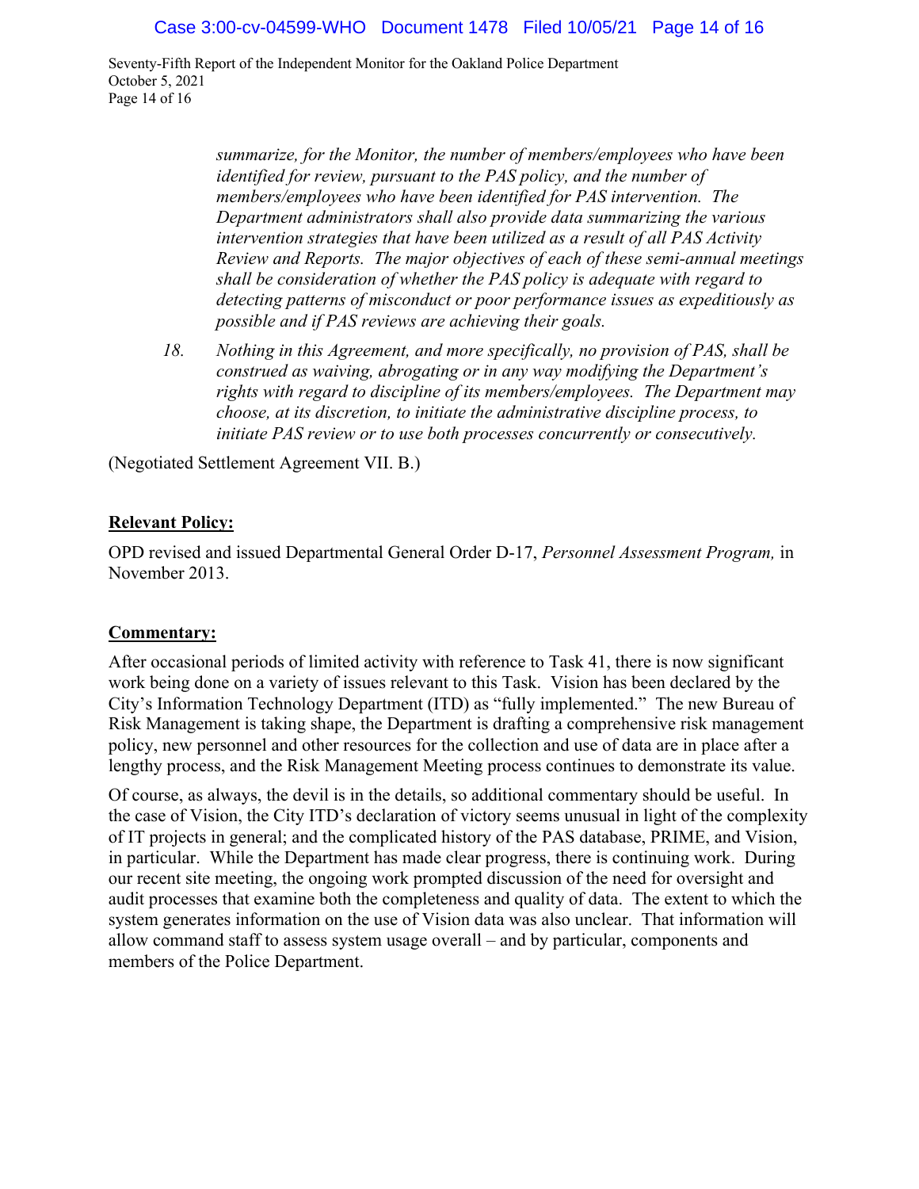*summarize, for the Monitor, the number of members/employees who have been identified for review, pursuant to the PAS policy, and the number of members/employees who have been identified for PAS intervention. The Department administrators shall also provide data summarizing the various intervention strategies that have been utilized as a result of all PAS Activity Review and Reports. The major objectives of each of these semi-annual meetings shall be consideration of whether the PAS policy is adequate with regard to detecting patterns of misconduct or poor performance issues as expeditiously as possible and if PAS reviews are achieving their goals.*

*18. Nothing in this Agreement, and more specifically, no provision of PAS, shall be construed as waiving, abrogating or in any way modifying the Department's rights with regard to discipline of its members/employees. The Department may choose, at its discretion, to initiate the administrative discipline process, to initiate PAS review or to use both processes concurrently or consecutively.*

(Negotiated Settlement Agreement VII. B.)

**Relevant Policy:**

OPD revised and issued Departmental General Order D-17, *Personnel Assessment Program,* in November 2013.

**Commentary:**

After occasional periods of limited activity with reference to Task 41, there is now significant work being done on a variety of issues relevant to this Task. Vision has been declared by the City's Information Technology Department (ITD) as "fully implemented." The new Bureau of Risk Management is taking shape, the Department is drafting a comprehensive risk management policy, new personnel and other resources for the collection and use of data are in place after a lengthy process, and the Risk Management Meeting process continues to demonstrate its value.

Of course, as always, the devil is in the details, so additional commentary should be useful. In the case of Vision, the City ITD's declaration of victory seems unusual in light of the complexity of IT projects in general; and the complicated history of the PAS database, PRIME, and Vision, in particular. While the Department has made clear progress, there is continuing work. During our recent site meeting, the ongoing work prompted discussion of the need for oversight and audit processes that examine both the completeness and quality of data. The extent to which the system generates information on the use of Vision data was also unclear. That information will allow command staff to assess system usage overall – and by particular, components and members of the Police Department.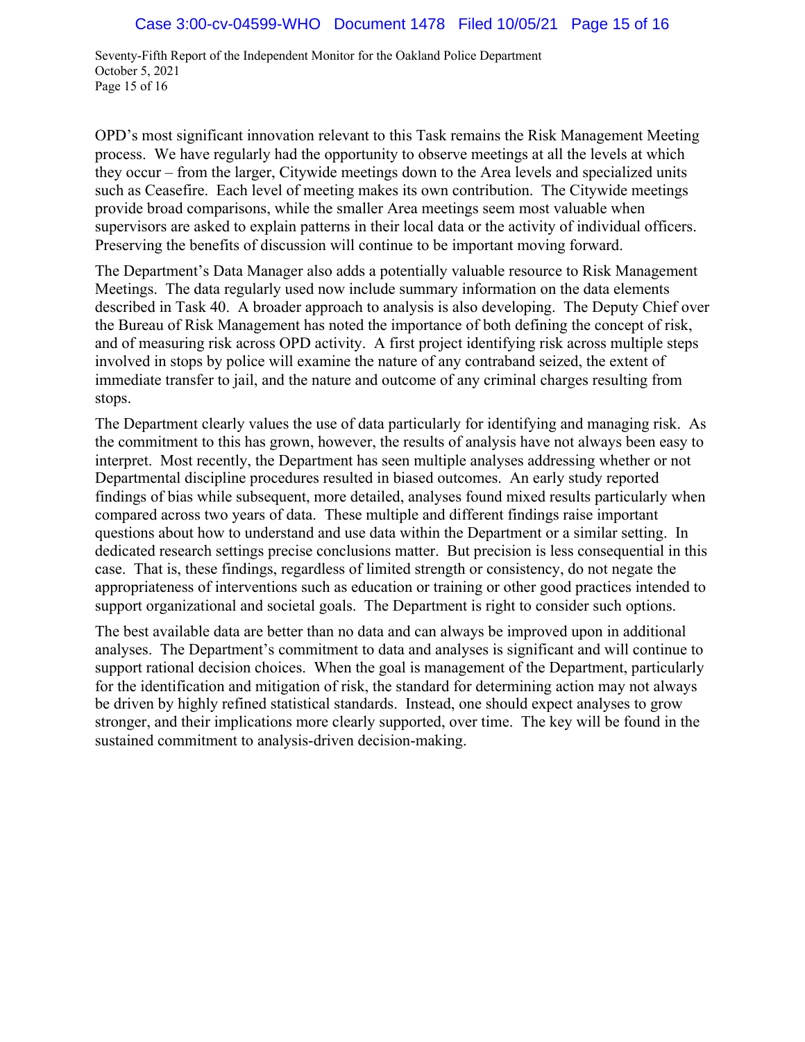OPD's most significant innovation relevant to this Task remains the Risk Management Meeting process. We have regularly had the opportunity to observe meetings at all the levels at which they occur – from the larger, Citywide meetings down to the Area levels and specialized units such as Ceasefire. Each level of meeting makes its own contribution. The Citywide meetings provide broad comparisons, while the smaller Area meetings seem most valuable when supervisors are asked to explain patterns in their local data or the activity of individual officers. Preserving the benefits of discussion will continue to be important moving forward.

The Department's Data Manager also adds a potentially valuable resource to Risk Management Meetings. The data regularly used now include summary information on the data elements described in Task 40. A broader approach to analysis is also developing. The Deputy Chief over the Bureau of Risk Management has noted the importance of both defining the concept of risk, and of measuring risk across OPD activity. A first project identifying risk across multiple steps involved in stops by police will examine the nature of any contraband seized, the extent of immediate transfer to jail, and the nature and outcome of any criminal charges resulting from stops.

The Department clearly values the use of data particularly for identifying and managing risk. As the commitment to this has grown, however, the results of analysis have not always been easy to interpret. Most recently, the Department has seen multiple analyses addressing whether or not Departmental discipline procedures resulted in biased outcomes. An early study reported findings of bias while subsequent, more detailed, analyses found mixed results particularly when compared across two years of data. These multiple and different findings raise important questions about how to understand and use data within the Department or a similar setting. In dedicated research settings precise conclusions matter. But precision is less consequential in this case. That is, these findings, regardless of limited strength or consistency, do not negate the appropriateness of interventions such as education or training or other good practices intended to support organizational and societal goals. The Department is right to consider such options.

The best available data are better than no data and can always be improved upon in additional analyses. The Department's commitment to data and analyses is significant and will continue to support rational decision choices. When the goal is management of the Department, particularly for the identification and mitigation of risk, the standard for determining action may not always be driven by highly refined statistical standards. Instead, one should expect analyses to grow stronger, and their implications more clearly supported, over time. The key will be found in the sustained commitment to analysis-driven decision-making.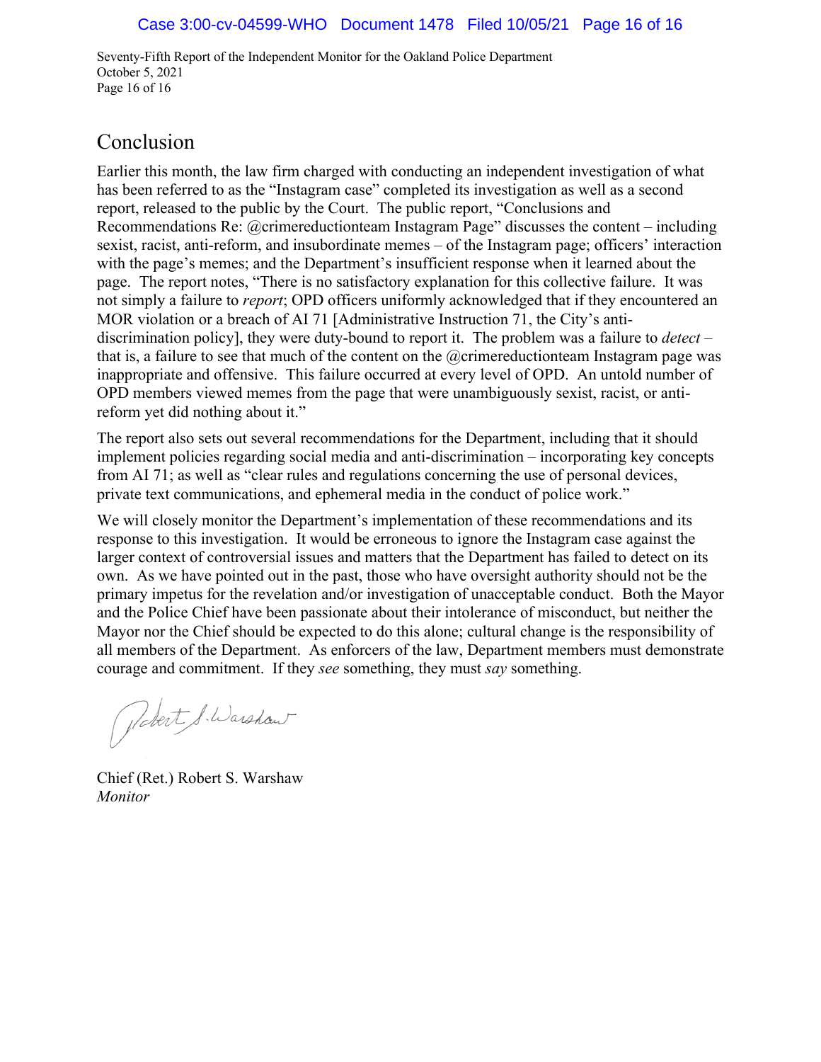# Conclusion

Earlier this month, the law firm charged with conducting an independent investigation of what has been referred to as the "Instagram case" completed its investigation as well as a second report, released to the public by the Court. The public report, "Conclusions and Recommendations Re: @crimereductionteam Instagram Page" discusses the content – including sexist, racist, anti-reform, and insubordinate memes – of the Instagram page; officers' interaction with the page's memes; and the Department's insufficient response when it learned about the page. The report notes, "There is no satisfactory explanation for this collective failure. It was not simply a failure to *report*; OPD officers uniformly acknowledged that if they encountered an MOR violation or a breach of AI 71 [Administrative Instruction 71, the City's anti-discrimination policy], they were duty-bound to report it. The problem was a failure to *detect* – that is, a failure to see that much of the content on the @crimereductionteam Instagram page was inappropriate and offensive. This failure occurred at every level of OPD. An untold number of OPD members viewed memes from the page that were unambiguously sexist, racist, or anti-reform yet did nothing about it."

The report also sets out several recommendations for the Department, including that it should implement policies regarding social media and anti-discrimination – incorporating key concepts from AI 71; as well as "clear rules and regulations concerning the use of personal devices, private text communications, and ephemeral media in the conduct of police work."

We will closely monitor the Department's implementation of these recommendations and its response to this investigation. It would be erroneous to ignore the Instagram case against the larger context of controversial issues and matters that the Department has failed to detect on its own. As we have pointed out in the past, those who have oversight authority should not be the primary impetus for the revelation and/or investigation of unacceptable conduct. Both the Mayor and the Police Chief have been passionate about their intolerance of misconduct, but neither the Mayor nor the Chief should be expected to do this alone; cultural change is the responsibility of all members of the Department. As enforcers of the law, Department members must demonstrate courage and commitment. If they *see* something, they must *say* something.

Robert S. Warshaw

Chief (Ret.) Robert S. Warshaw
*Monitor*